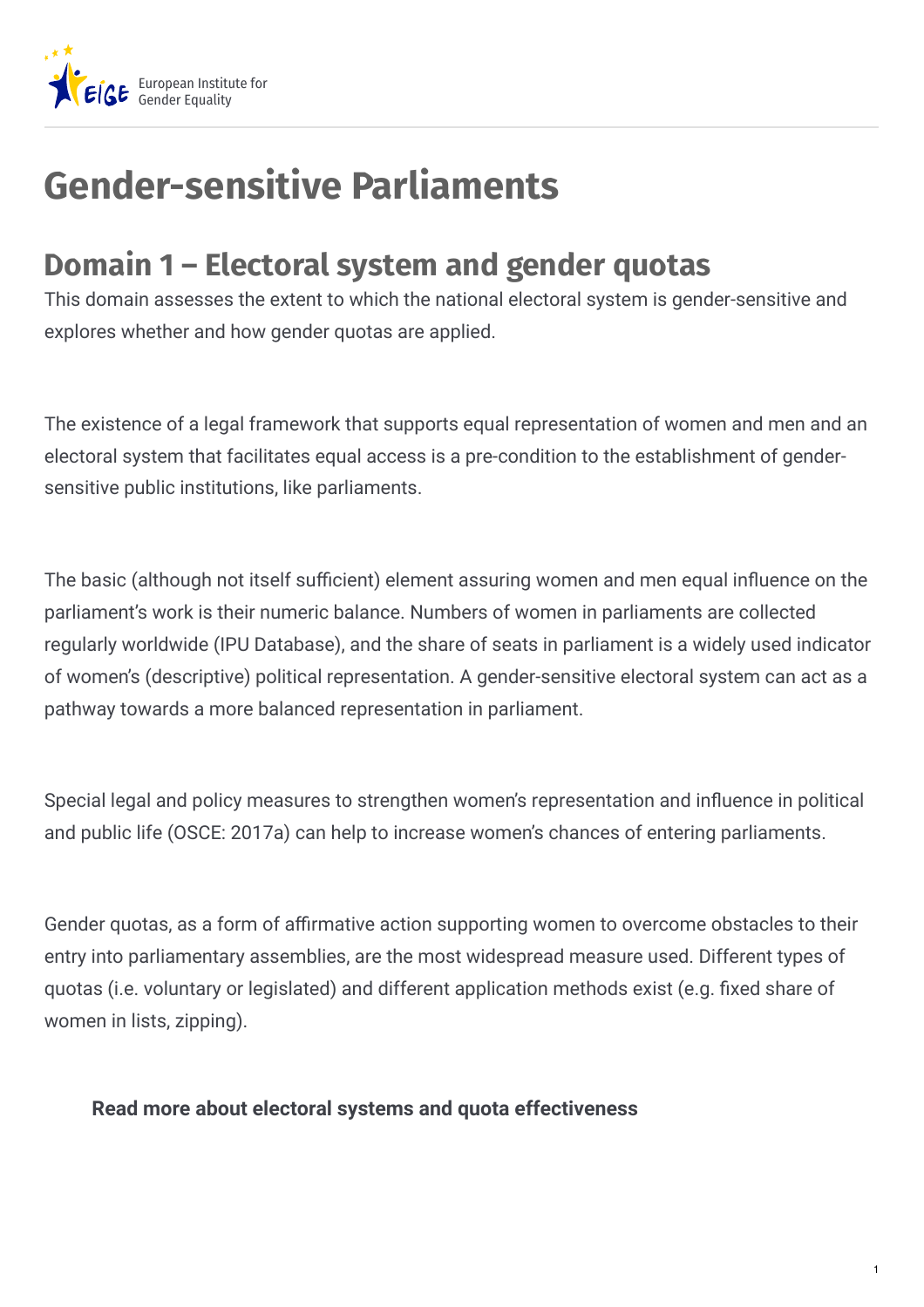# Gender-sensitive Parliaments

## Domain 1 – Electoral system and gender quotas

This domain assesses the extent to which the national electoral system is gender-sensitive and explores whether and how gender quotas are applied.

The existence of a legal framework that supports equal representation of women and men and an electoral system that facilitates equal access is a pre-condition to the establishment of gender-sensitive public institutions, like parliaments.

The basic (although not itself sufficient) element assuring women and men equal influence on the parliament's work is their numeric balance. Numbers of women in parliaments are collected regularly worldwide (IPU Database), and the share of seats in parliament is a widely used indicator of women's (descriptive) political representation. A gender-sensitive electoral system can act as a pathway towards a more balanced representation in parliament.

Special legal and policy measures to strengthen women's representation and influence in political and public life (OSCE: 2017a) can help to increase women's chances of entering parliaments.

Gender quotas, as a form of affirmative action supporting women to overcome obstacles to their entry into parliamentary assemblies, are the most widespread measure used. Different types of quotas (i.e. voluntary or legislated) and different application methods exist (e.g. fixed share of women in lists, zipping).

**Read more about electoral systems and quota effectiveness**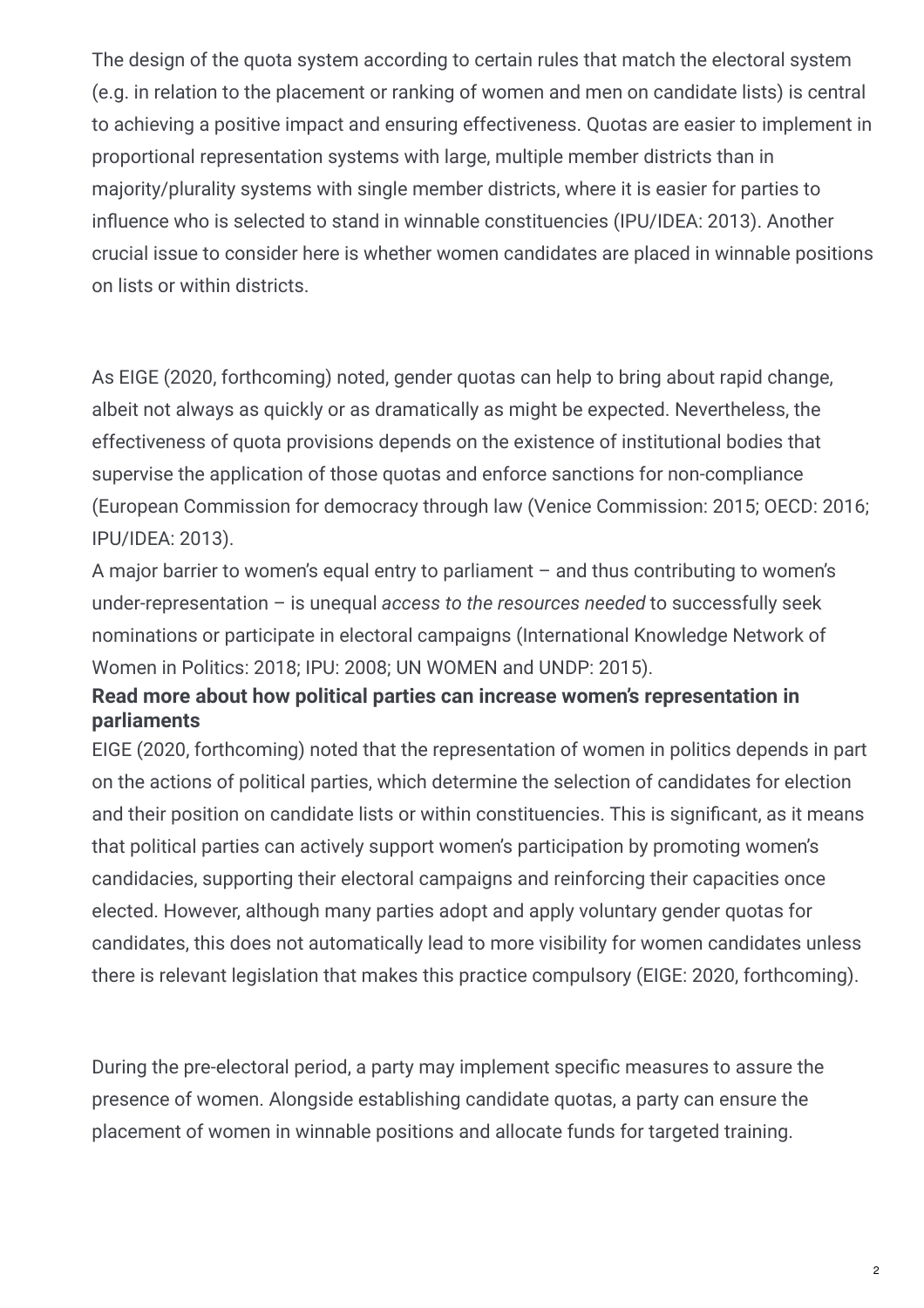The design of the quota system according to certain rules that match the electoral system (e.g. in relation to the placement or ranking of women and men on candidate lists) is central to achieving a positive impact and ensuring effectiveness. Quotas are easier to implement in proportional representation systems with large, multiple member districts than in majority/plurality systems with single member districts, where it is easier for parties to influence who is selected to stand in winnable constituencies (IPU/IDEA: 2013). Another crucial issue to consider here is whether women candidates are placed in winnable positions on lists or within districts.

As EIGE (2020, forthcoming) noted, gender quotas can help to bring about rapid change, albeit not always as quickly or as dramatically as might be expected. Nevertheless, the effectiveness of quota provisions depends on the existence of institutional bodies that supervise the application of those quotas and enforce sanctions for non-compliance (European Commission for democracy through law (Venice Commission: 2015; OECD: 2016; IPU/IDEA: 2013).

A major barrier to women's equal entry to parliament – and thus contributing to women's under-representation – is unequal *access to the resources needed* to successfully seek nominations or participate in electoral campaigns (International Knowledge Network of Women in Politics: 2018; IPU: 2008; UN WOMEN and UNDP: 2015).

**Read more about how political parties can increase women's representation in parliaments**

EIGE (2020, forthcoming) noted that the representation of women in politics depends in part on the actions of political parties, which determine the selection of candidates for election and their position on candidate lists or within constituencies. This is significant, as it means that political parties can actively support women's participation by promoting women's candidacies, supporting their electoral campaigns and reinforcing their capacities once elected. However, although many parties adopt and apply voluntary gender quotas for candidates, this does not automatically lead to more visibility for women candidates unless there is relevant legislation that makes this practice compulsory (EIGE: 2020, forthcoming).

During the pre-electoral period, a party may implement specific measures to assure the presence of women. Alongside establishing candidate quotas, a party can ensure the placement of women in winnable positions and allocate funds for targeted training.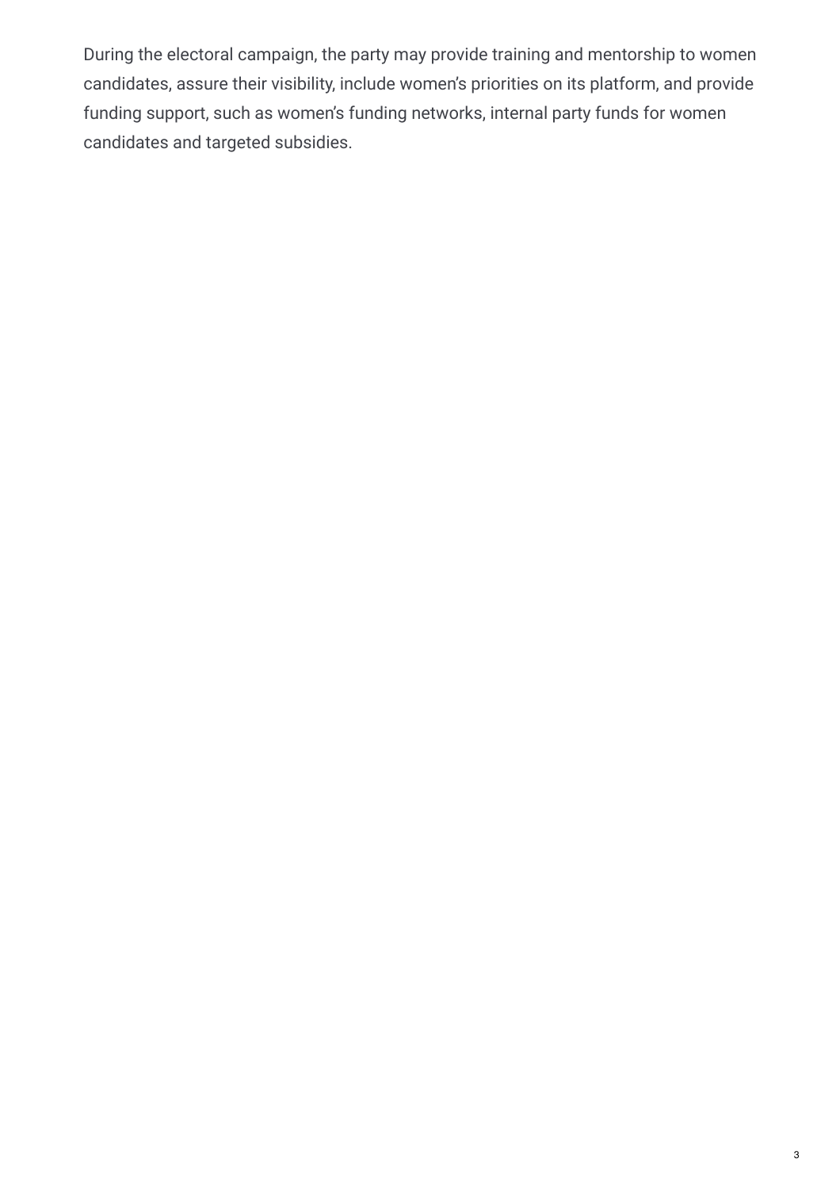During the electoral campaign, the party may provide training and mentorship to women candidates, assure their visibility, include women's priorities on its platform, and provide funding support, such as women's funding networks, internal party funds for women candidates and targeted subsidies.